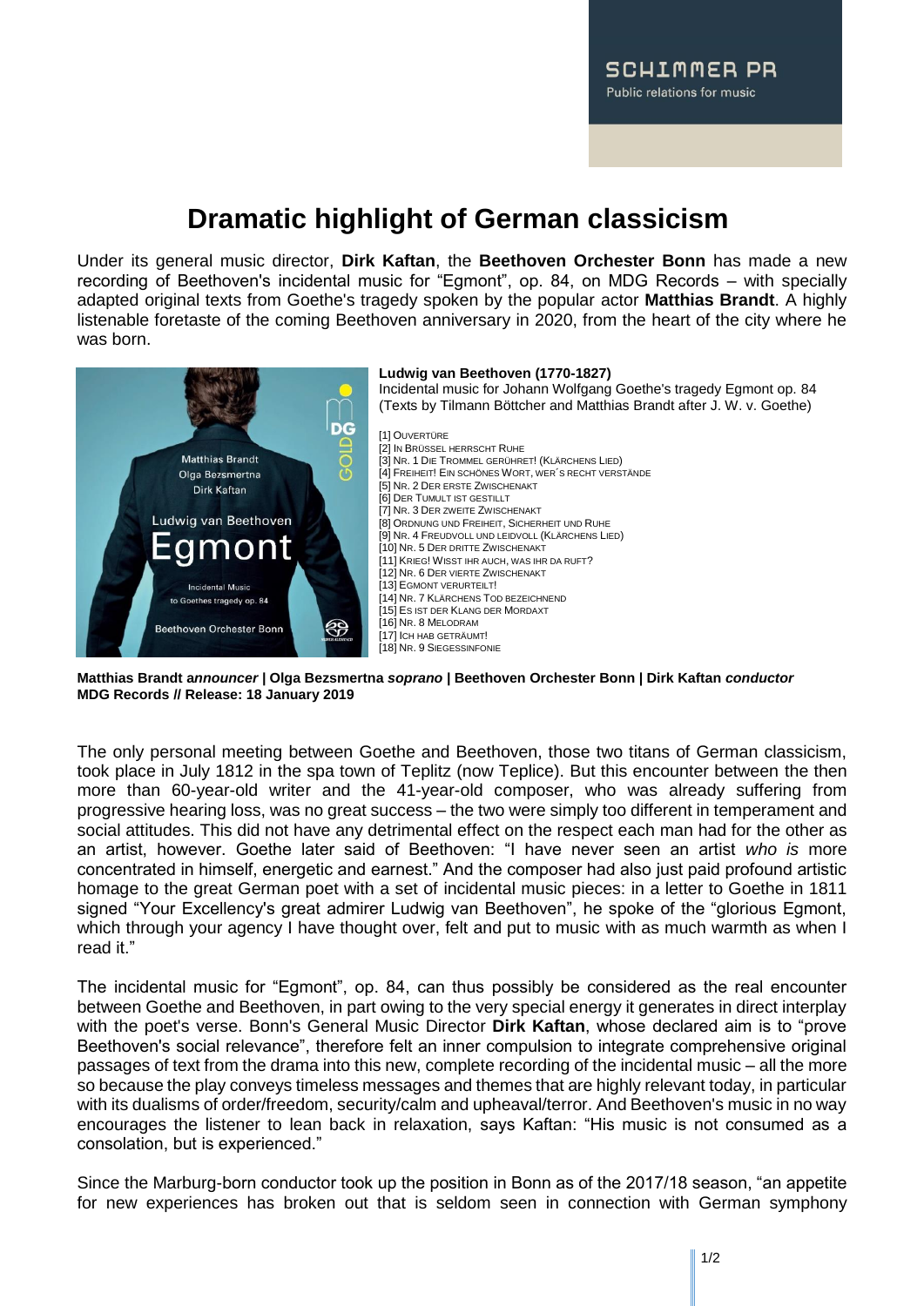SCHIMMER PR
Public relations for music

# Dramatic highlight of German classicism

Under its general music director, **Dirk Kaftan**, the **Beethoven Orchester Bonn** has made a new recording of Beethoven's incidental music for "Egmont", op. 84, on MDG Records – with specially adapted original texts from Goethe's tragedy spoken by the popular actor **Matthias Brandt**. A highly listenable foretaste of the coming Beethoven anniversary in 2020, from the heart of the city where he was born.

**Ludwig van Beethoven (1770-1827)**
Incidental music for Johann Wolfgang Goethe's tragedy Egmont op. 84
(Texts by Tilmann Böttcher and Matthias Brandt after J. W. v. Goethe)

[1] Ouvertüre
[2] In Brüssel herrscht Ruhe
[3] Nr. 1 Die Trommel gerühret! (Klärchens Lied)
[4] Freiheit! Ein schönes Wort, wer´s recht verstände
[5] Nr. 2 Der erste Zwischenakt
[6] Der Tumult ist gestillt
[7] Nr. 3 Der zweite Zwischenakt
[8] Ordnung und Freiheit, Sicherheit und Ruhe
[9] Nr. 4 Freudvoll und leidvoll (Klärchens Lied)
[10] Nr. 5 Der dritte Zwischenakt
[11] Krieg! Wisst ihr auch, was ihr da ruft?
[12] Nr. 6 Der vierte Zwischenakt
[13] Egmont verurteilt!
[14] Nr. 7 Klärchens Tod bezeichnend
[15] Es ist der Klang der Mordaxt
[16] Nr. 8 Melodram
[17] Ich hab geträumt!
[18] Nr. 9 Siegessinfonie

**Matthias Brandt a*nnouncer* | Olga Bezsmertna *soprano* | Beethoven Orchester Bonn | Dirk Kaftan *conductor***
**MDG Records // Release: 18 January 2019**

The only personal meeting between Goethe and Beethoven, those two titans of German classicism, took place in July 1812 in the spa town of Teplitz (now Teplice). But this encounter between the then more than 60-year-old writer and the 41-year-old composer, who was already suffering from progressive hearing loss, was no great success – the two were simply too different in temperament and social attitudes. This did not have any detrimental effect on the respect each man had for the other as an artist, however. Goethe later said of Beethoven: "I have never seen an artist *who is* more concentrated in himself, energetic and earnest." And the composer had also just paid profound artistic homage to the great German poet with a set of incidental music pieces: in a letter to Goethe in 1811 signed "Your Excellency's great admirer Ludwig van Beethoven", he spoke of the "glorious Egmont, which through your agency I have thought over, felt and put to music with as much warmth as when I read it."

The incidental music for "Egmont", op. 84, can thus possibly be considered as the real encounter between Goethe and Beethoven, in part owing to the very special energy it generates in direct interplay with the poet's verse. Bonn's General Music Director **Dirk Kaftan**, whose declared aim is to "prove Beethoven's social relevance", therefore felt an inner compulsion to integrate comprehensive original passages of text from the drama into this new, complete recording of the incidental music – all the more so because the play conveys timeless messages and themes that are highly relevant today, in particular with its dualisms of order/freedom, security/calm and upheaval/terror. And Beethoven's music in no way encourages the listener to lean back in relaxation, says Kaftan: "His music is not consumed as a consolation, but is experienced."

Since the Marburg-born conductor took up the position in Bonn as of the 2017/18 season, "an appetite for new experiences has broken out that is seldom seen in connection with German symphony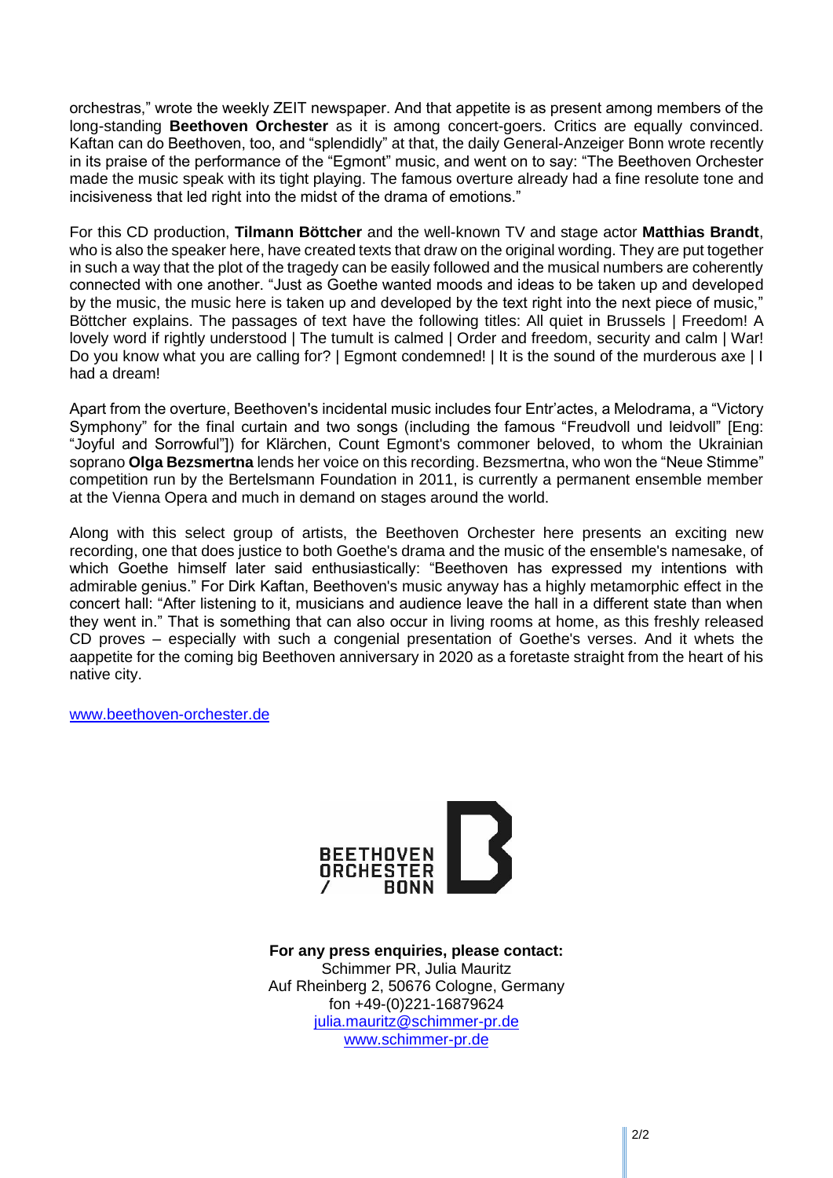orchestras," wrote the weekly ZEIT newspaper. And that appetite is as present among members of the long-standing **Beethoven Orchester** as it is among concert-goers. Critics are equally convinced. Kaftan can do Beethoven, too, and "splendidly" at that, the daily General-Anzeiger Bonn wrote recently in its praise of the performance of the "Egmont" music, and went on to say: "The Beethoven Orchester made the music speak with its tight playing. The famous overture already had a fine resolute tone and incisiveness that led right into the midst of the drama of emotions."

For this CD production, **Tilmann Böttcher** and the well-known TV and stage actor **Matthias Brandt**, who is also the speaker here, have created texts that draw on the original wording. They are put together in such a way that the plot of the tragedy can be easily followed and the musical numbers are coherently connected with one another. "Just as Goethe wanted moods and ideas to be taken up and developed by the music, the music here is taken up and developed by the text right into the next piece of music," Böttcher explains. The passages of text have the following titles: All quiet in Brussels | Freedom! A lovely word if rightly understood | The tumult is calmed | Order and freedom, security and calm | War! Do you know what you are calling for? | Egmont condemned! | It is the sound of the murderous axe | I had a dream!

Apart from the overture, Beethoven's incidental music includes four Entr'actes, a Melodrama, a "Victory Symphony" for the final curtain and two songs (including the famous "Freudvoll und leidvoll" [Eng: "Joyful and Sorrowful"]) for Klärchen, Count Egmont's commoner beloved, to whom the Ukrainian soprano **Olga Bezsmertna** lends her voice on this recording. Bezsmertna, who won the "Neue Stimme" competition run by the Bertelsmann Foundation in 2011, is currently a permanent ensemble member at the Vienna Opera and much in demand on stages around the world.

Along with this select group of artists, the Beethoven Orchester here presents an exciting new recording, one that does justice to both Goethe's drama and the music of the ensemble's namesake, of which Goethe himself later said enthusiastically: "Beethoven has expressed my intentions with admirable genius." For Dirk Kaftan, Beethoven's music anyway has a highly metamorphic effect in the concert hall: "After listening to it, musicians and audience leave the hall in a different state than when they went in." That is something that can also occur in living rooms at home, as this freshly released CD proves – especially with such a congenial presentation of Goethe's verses. And it whets the aappetite for the coming big Beethoven anniversary in 2020 as a foretaste straight from the heart of his native city.

www.beethoven-orchester.de

BEETHOVEN ORCHESTER / BONN

**For any press enquiries, please contact:**
Schimmer PR, Julia Mauritz
Auf Rheinberg 2, 50676 Cologne, Germany
fon +49-(0)221-16879624
julia.mauritz@schimmer-pr.de
www.schimmer-pr.de